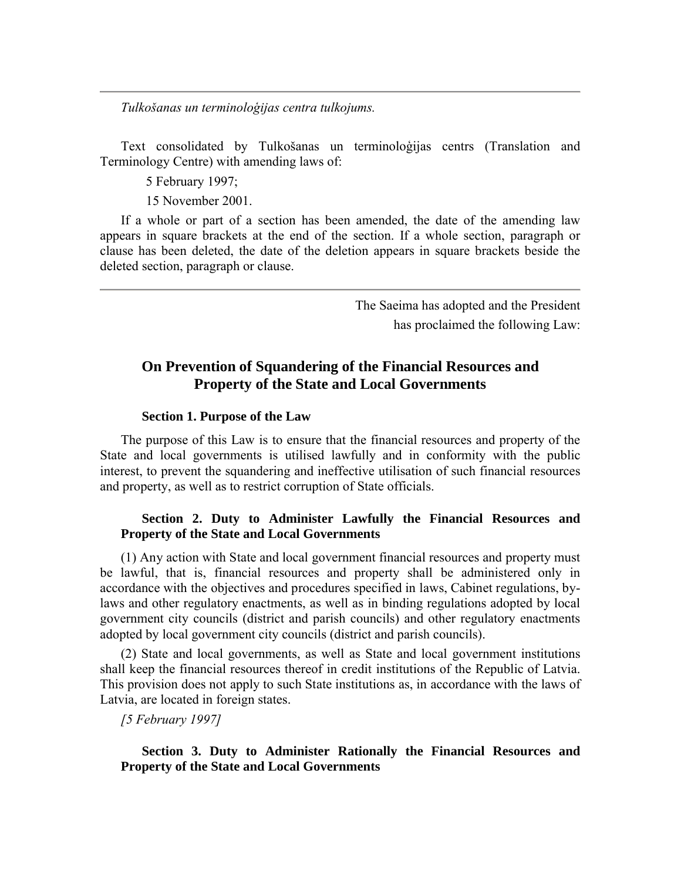---

*Tulkošanas un terminoloģijas centra tulkojums.*

Text consolidated by Tulkošanas un terminoloģijas centrs (Translation and Terminology Centre) with amending laws of:

5 February 1997;

15 November 2001.

If a whole or part of a section has been amended, the date of the amending law appears in square brackets at the end of the section. If a whole section, paragraph or clause has been deleted, the date of the deletion appears in square brackets beside the deleted section, paragraph or clause.

---

The Saeima has adopted and the President has proclaimed the following Law:

# On Prevention of Squandering of the Financial Resources and Property of the State and Local Governments

**Section 1. Purpose of the Law**

The purpose of this Law is to ensure that the financial resources and property of the State and local governments is utilised lawfully and in conformity with the public interest, to prevent the squandering and ineffective utilisation of such financial resources and property, as well as to restrict corruption of State officials.

**Section 2. Duty to Administer Lawfully the Financial Resources and Property of the State and Local Governments**

(1) Any action with State and local government financial resources and property must be lawful, that is, financial resources and property shall be administered only in accordance with the objectives and procedures specified in laws, Cabinet regulations, by-laws and other regulatory enactments, as well as in binding regulations adopted by local government city councils (district and parish councils) and other regulatory enactments adopted by local government city councils (district and parish councils).

(2) State and local governments, as well as State and local government institutions shall keep the financial resources thereof in credit institutions of the Republic of Latvia. This provision does not apply to such State institutions as, in accordance with the laws of Latvia, are located in foreign states.

*[5 February 1997]*

**Section 3. Duty to Administer Rationally the Financial Resources and Property of the State and Local Governments**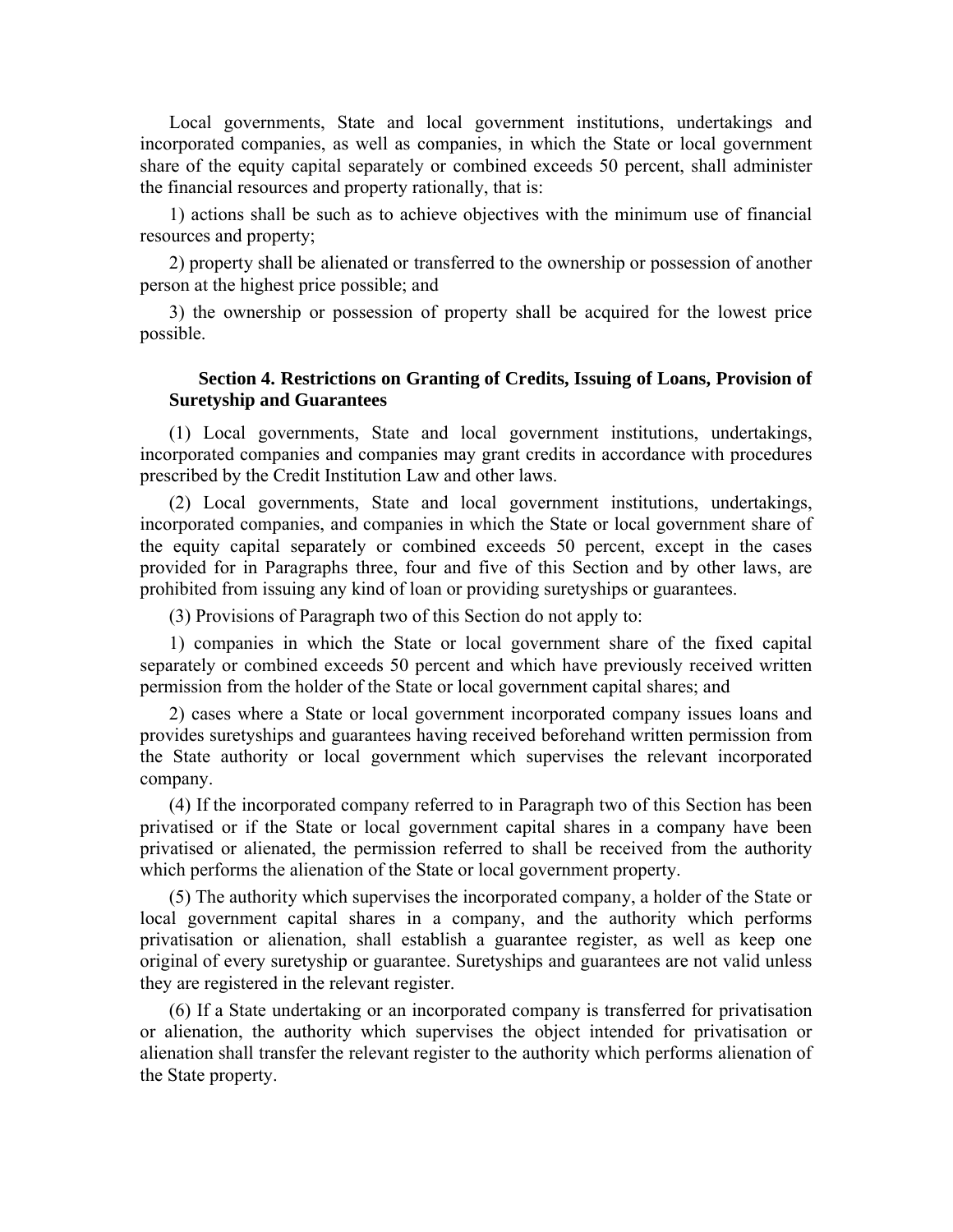Local governments, State and local government institutions, undertakings and incorporated companies, as well as companies, in which the State or local government share of the equity capital separately or combined exceeds 50 percent, shall administer the financial resources and property rationally, that is:

1) actions shall be such as to achieve objectives with the minimum use of financial resources and property;

2) property shall be alienated or transferred to the ownership or possession of another person at the highest price possible; and

3) the ownership or possession of property shall be acquired for the lowest price possible.

### Section 4. Restrictions on Granting of Credits, Issuing of Loans, Provision of Suretyship and Guarantees

(1) Local governments, State and local government institutions, undertakings, incorporated companies and companies may grant credits in accordance with procedures prescribed by the Credit Institution Law and other laws.

(2) Local governments, State and local government institutions, undertakings, incorporated companies, and companies in which the State or local government share of the equity capital separately or combined exceeds 50 percent, except in the cases provided for in Paragraphs three, four and five of this Section and by other laws, are prohibited from issuing any kind of loan or providing suretyships or guarantees.

(3) Provisions of Paragraph two of this Section do not apply to:

1) companies in which the State or local government share of the fixed capital separately or combined exceeds 50 percent and which have previously received written permission from the holder of the State or local government capital shares; and

2) cases where a State or local government incorporated company issues loans and provides suretyships and guarantees having received beforehand written permission from the State authority or local government which supervises the relevant incorporated company.

(4) If the incorporated company referred to in Paragraph two of this Section has been privatised or if the State or local government capital shares in a company have been privatised or alienated, the permission referred to shall be received from the authority which performs the alienation of the State or local government property.

(5) The authority which supervises the incorporated company, a holder of the State or local government capital shares in a company, and the authority which performs privatisation or alienation, shall establish a guarantee register, as well as keep one original of every suretyship or guarantee. Suretyships and guarantees are not valid unless they are registered in the relevant register.

(6) If a State undertaking or an incorporated company is transferred for privatisation or alienation, the authority which supervises the object intended for privatisation or alienation shall transfer the relevant register to the authority which performs alienation of the State property.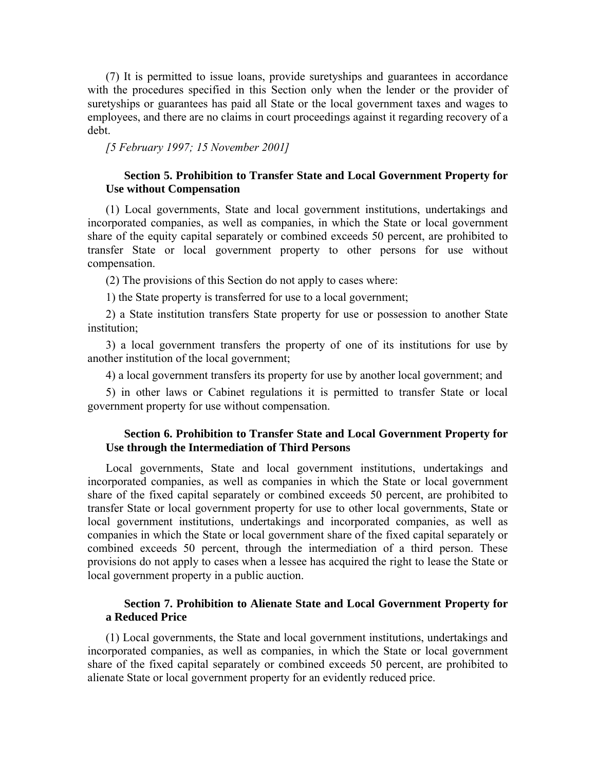(7) It is permitted to issue loans, provide suretyships and guarantees in accordance with the procedures specified in this Section only when the lender or the provider of suretyships or guarantees has paid all State or the local government taxes and wages to employees, and there are no claims in court proceedings against it regarding recovery of a debt.

*[5 February 1997; 15 November 2001]*

### Section 5. Prohibition to Transfer State and Local Government Property for Use without Compensation

(1) Local governments, State and local government institutions, undertakings and incorporated companies, as well as companies, in which the State or local government share of the equity capital separately or combined exceeds 50 percent, are prohibited to transfer State or local government property to other persons for use without compensation.

(2) The provisions of this Section do not apply to cases where:

1) the State property is transferred for use to a local government;

2) a State institution transfers State property for use or possession to another State institution;

3) a local government transfers the property of one of its institutions for use by another institution of the local government;

4) a local government transfers its property for use by another local government; and

5) in other laws or Cabinet regulations it is permitted to transfer State or local government property for use without compensation.

### Section 6. Prohibition to Transfer State and Local Government Property for Use through the Intermediation of Third Persons

Local governments, State and local government institutions, undertakings and incorporated companies, as well as companies in which the State or local government share of the fixed capital separately or combined exceeds 50 percent, are prohibited to transfer State or local government property for use to other local governments, State or local government institutions, undertakings and incorporated companies, as well as companies in which the State or local government share of the fixed capital separately or combined exceeds 50 percent, through the intermediation of a third person. These provisions do not apply to cases when a lessee has acquired the right to lease the State or local government property in a public auction.

### Section 7. Prohibition to Alienate State and Local Government Property for a Reduced Price

(1) Local governments, the State and local government institutions, undertakings and incorporated companies, as well as companies, in which the State or local government share of the fixed capital separately or combined exceeds 50 percent, are prohibited to alienate State or local government property for an evidently reduced price.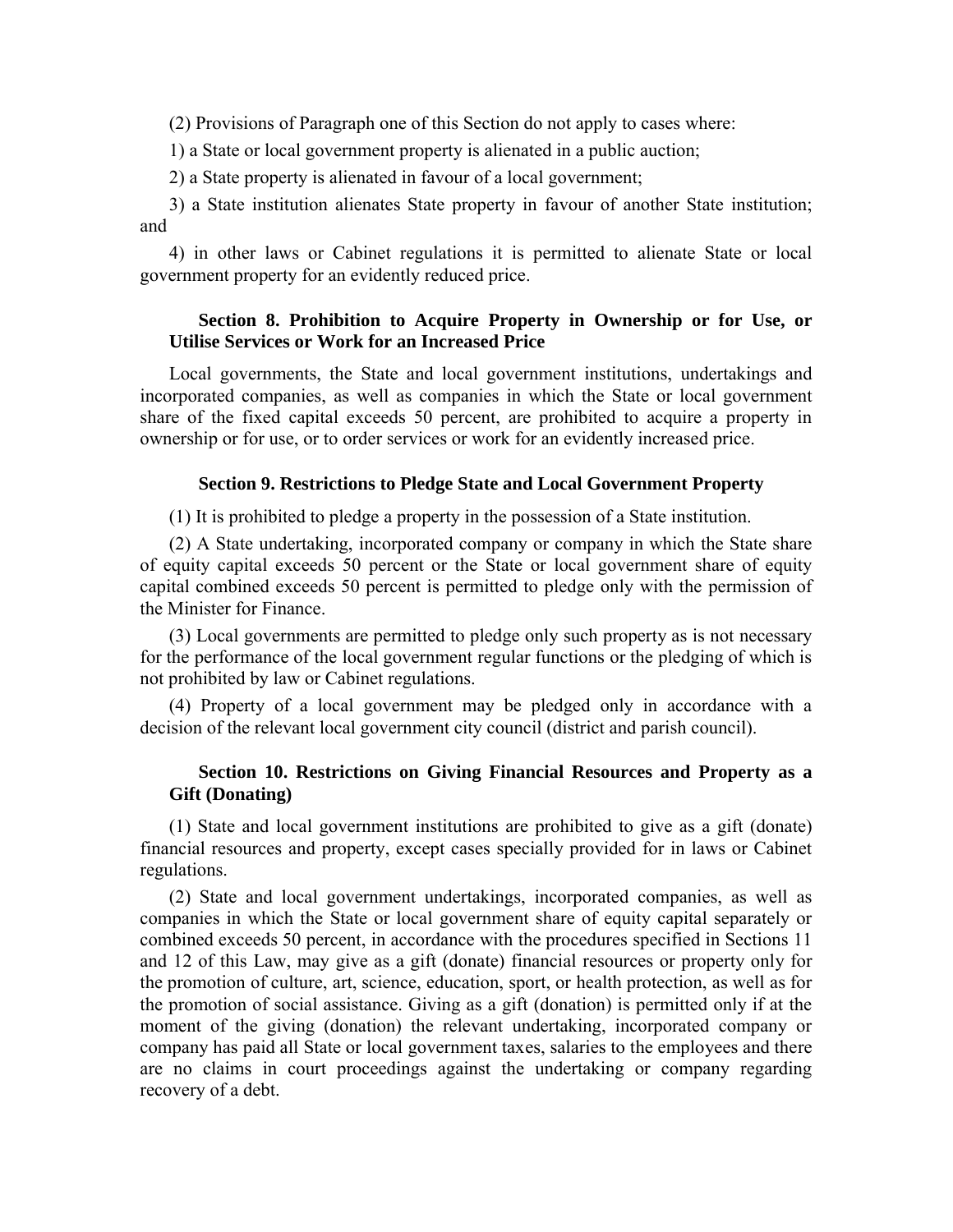(2) Provisions of Paragraph one of this Section do not apply to cases where:

1) a State or local government property is alienated in a public auction;

2) a State property is alienated in favour of a local government;

3) a State institution alienates State property in favour of another State institution; and

4) in other laws or Cabinet regulations it is permitted to alienate State or local government property for an evidently reduced price.

### Section 8. Prohibition to Acquire Property in Ownership or for Use, or Utilise Services or Work for an Increased Price

Local governments, the State and local government institutions, undertakings and incorporated companies, as well as companies in which the State or local government share of the fixed capital exceeds 50 percent, are prohibited to acquire a property in ownership or for use, or to order services or work for an evidently increased price.

### Section 9. Restrictions to Pledge State and Local Government Property

(1) It is prohibited to pledge a property in the possession of a State institution.

(2) A State undertaking, incorporated company or company in which the State share of equity capital exceeds 50 percent or the State or local government share of equity capital combined exceeds 50 percent is permitted to pledge only with the permission of the Minister for Finance.

(3) Local governments are permitted to pledge only such property as is not necessary for the performance of the local government regular functions or the pledging of which is not prohibited by law or Cabinet regulations.

(4) Property of a local government may be pledged only in accordance with a decision of the relevant local government city council (district and parish council).

### Section 10. Restrictions on Giving Financial Resources and Property as a Gift (Donating)

(1) State and local government institutions are prohibited to give as a gift (donate) financial resources and property, except cases specially provided for in laws or Cabinet regulations.

(2) State and local government undertakings, incorporated companies, as well as companies in which the State or local government share of equity capital separately or combined exceeds 50 percent, in accordance with the procedures specified in Sections 11 and 12 of this Law, may give as a gift (donate) financial resources or property only for the promotion of culture, art, science, education, sport, or health protection, as well as for the promotion of social assistance. Giving as a gift (donation) is permitted only if at the moment of the giving (donation) the relevant undertaking, incorporated company or company has paid all State or local government taxes, salaries to the employees and there are no claims in court proceedings against the undertaking or company regarding recovery of a debt.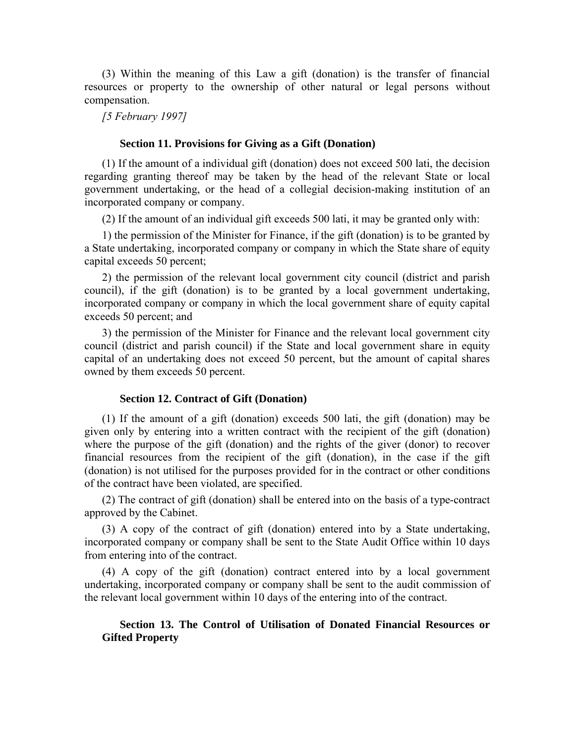(3) Within the meaning of this Law a gift (donation) is the transfer of financial resources or property to the ownership of other natural or legal persons without compensation.

*[5 February 1997]*

### Section 11. Provisions for Giving as a Gift (Donation)

(1) If the amount of a individual gift (donation) does not exceed 500 lati, the decision regarding granting thereof may be taken by the head of the relevant State or local government undertaking, or the head of a collegial decision-making institution of an incorporated company or company.

(2) If the amount of an individual gift exceeds 500 lati, it may be granted only with:

1) the permission of the Minister for Finance, if the gift (donation) is to be granted by a State undertaking, incorporated company or company in which the State share of equity capital exceeds 50 percent;

2) the permission of the relevant local government city council (district and parish council), if the gift (donation) is to be granted by a local government undertaking, incorporated company or company in which the local government share of equity capital exceeds 50 percent; and

3) the permission of the Minister for Finance and the relevant local government city council (district and parish council) if the State and local government share in equity capital of an undertaking does not exceed 50 percent, but the amount of capital shares owned by them exceeds 50 percent.

### Section 12. Contract of Gift (Donation)

(1) If the amount of a gift (donation) exceeds 500 lati, the gift (donation) may be given only by entering into a written contract with the recipient of the gift (donation) where the purpose of the gift (donation) and the rights of the giver (donor) to recover financial resources from the recipient of the gift (donation), in the case if the gift (donation) is not utilised for the purposes provided for in the contract or other conditions of the contract have been violated, are specified.

(2) The contract of gift (donation) shall be entered into on the basis of a type-contract approved by the Cabinet.

(3) A copy of the contract of gift (donation) entered into by a State undertaking, incorporated company or company shall be sent to the State Audit Office within 10 days from entering into of the contract.

(4) A copy of the gift (donation) contract entered into by a local government undertaking, incorporated company or company shall be sent to the audit commission of the relevant local government within 10 days of the entering into of the contract.

### Section 13. The Control of Utilisation of Donated Financial Resources or Gifted Property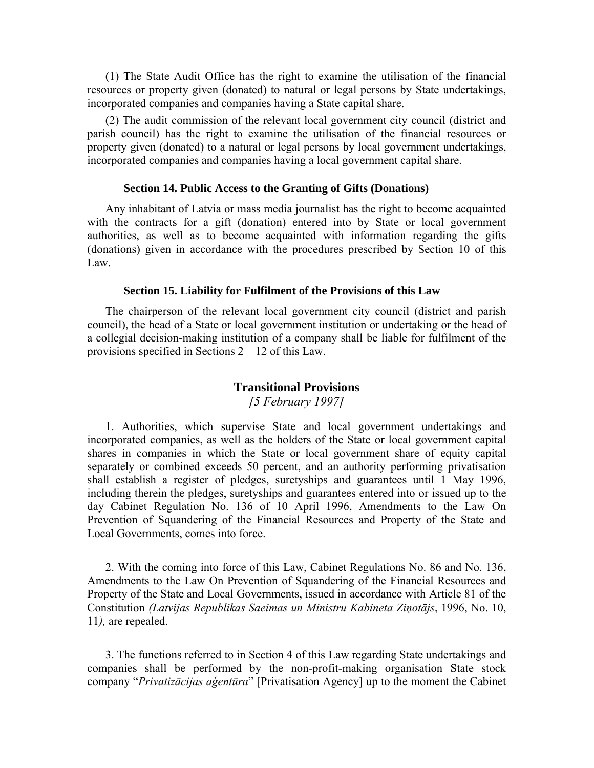(1) The State Audit Office has the right to examine the utilisation of the financial resources or property given (donated) to natural or legal persons by State undertakings, incorporated companies and companies having a State capital share.

(2) The audit commission of the relevant local government city council (district and parish council) has the right to examine the utilisation of the financial resources or property given (donated) to a natural or legal persons by local government undertakings, incorporated companies and companies having a local government capital share.

#### Section 14. Public Access to the Granting of Gifts (Donations)

Any inhabitant of Latvia or mass media journalist has the right to become acquainted with the contracts for a gift (donation) entered into by State or local government authorities, as well as to become acquainted with information regarding the gifts (donations) given in accordance with the procedures prescribed by Section 10 of this Law.

#### Section 15. Liability for Fulfilment of the Provisions of this Law

The chairperson of the relevant local government city council (district and parish council), the head of a State or local government institution or undertaking or the head of a collegial decision-making institution of a company shall be liable for fulfilment of the provisions specified in Sections 2 – 12 of this Law.

## Transitional Provisions

*[5 February 1997]*

1. Authorities, which supervise State and local government undertakings and incorporated companies, as well as the holders of the State or local government capital shares in companies in which the State or local government share of equity capital separately or combined exceeds 50 percent, and an authority performing privatisation shall establish a register of pledges, suretyships and guarantees until 1 May 1996, including therein the pledges, suretyships and guarantees entered into or issued up to the day Cabinet Regulation No. 136 of 10 April 1996, Amendments to the Law On Prevention of Squandering of the Financial Resources and Property of the State and Local Governments, comes into force.

2. With the coming into force of this Law, Cabinet Regulations No. 86 and No. 136, Amendments to the Law On Prevention of Squandering of the Financial Resources and Property of the State and Local Governments, issued in accordance with Article 81 of the Constitution *(Latvijas Republikas Saeimas un Ministru Kabineta Ziņotājs*, 1996, No. 10, 11*),* are repealed.

3. The functions referred to in Section 4 of this Law regarding State undertakings and companies shall be performed by the non-profit-making organisation State stock company "*Privatizācijas aģentūra*" [Privatisation Agency] up to the moment the Cabinet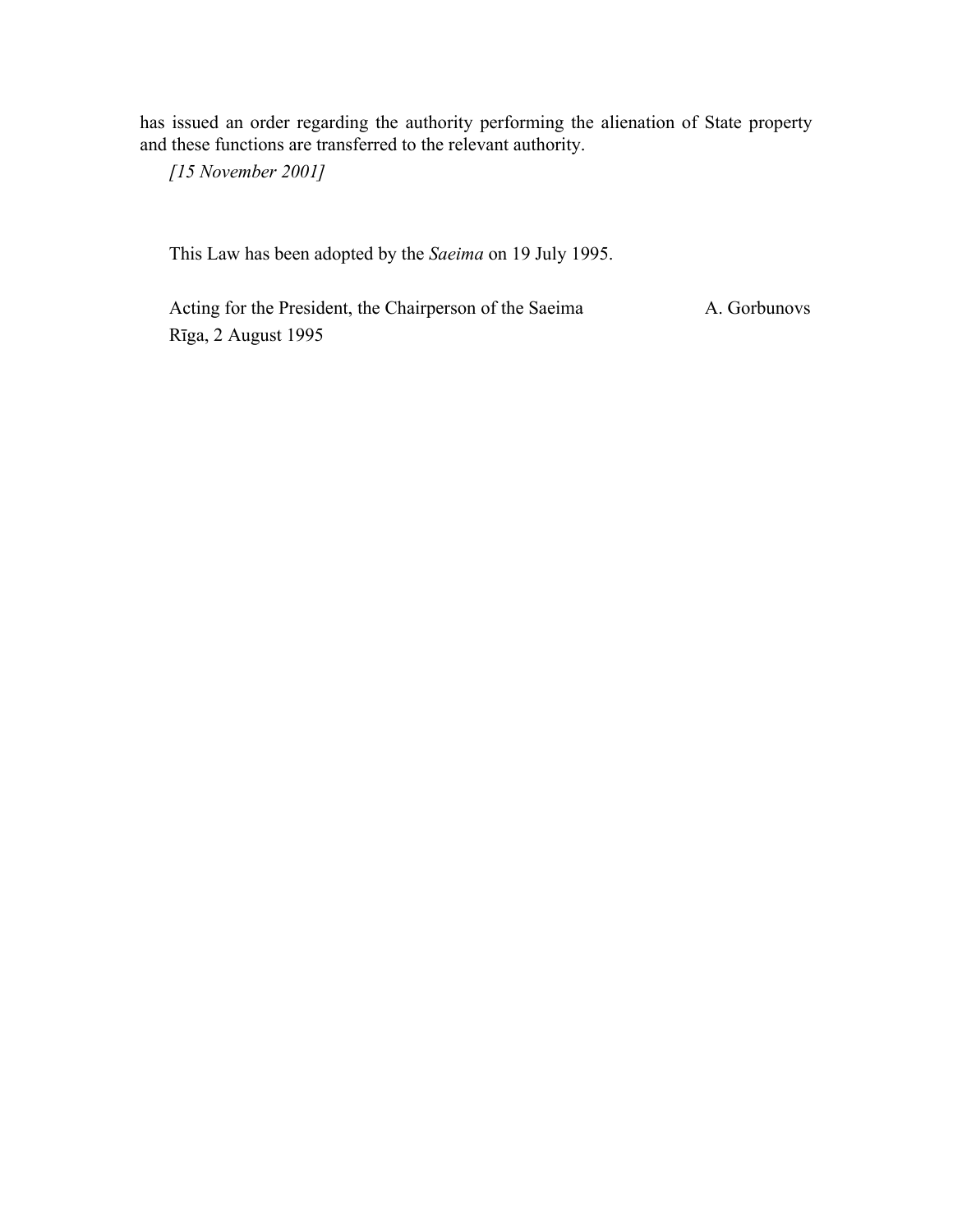has issued an order regarding the authority performing the alienation of State property and these functions are transferred to the relevant authority.

*[15 November 2001]*

This Law has been adopted by the *Saeima* on 19 July 1995.

Acting for the President, the Chairperson of the Saeima A. Gorbunovs

Rīga, 2 August 1995